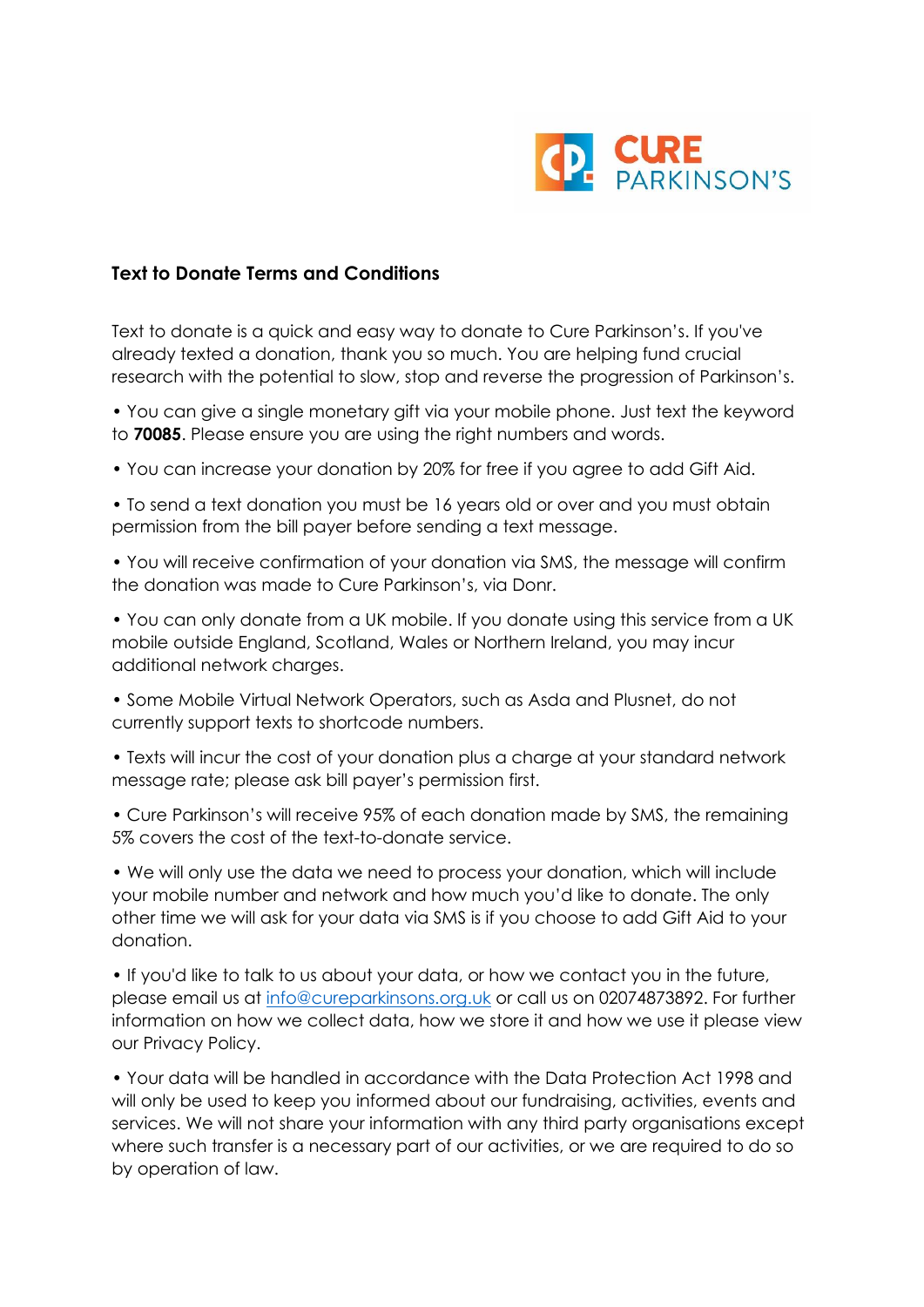CURE PARKINSON'S

## Text to Donate Terms and Conditions

Text to donate is a quick and easy way to donate to Cure Parkinson's. If you've already texted a donation, thank you so much. You are helping fund crucial research with the potential to slow, stop and reverse the progression of Parkinson's.

• You can give a single monetary gift via your mobile phone. Just text the keyword to **70085**. Please ensure you are using the right numbers and words.

• You can increase your donation by 20% for free if you agree to add Gift Aid.

• To send a text donation you must be 16 years old or over and you must obtain permission from the bill payer before sending a text message.

• You will receive confirmation of your donation via SMS, the message will confirm the donation was made to Cure Parkinson's, via Donr.

• You can only donate from a UK mobile. If you donate using this service from a UK mobile outside England, Scotland, Wales or Northern Ireland, you may incur additional network charges.

• Some Mobile Virtual Network Operators, such as Asda and Plusnet, do not currently support texts to shortcode numbers.

• Texts will incur the cost of your donation plus a charge at your standard network message rate; please ask bill payer's permission first.

• Cure Parkinson's will receive 95% of each donation made by SMS, the remaining 5% covers the cost of the text-to-donate service.

• We will only use the data we need to process your donation, which will include your mobile number and network and how much you'd like to donate. The only other time we will ask for your data via SMS is if you choose to add Gift Aid to your donation.

• If you'd like to talk to us about your data, or how we contact you in the future, please email us at info@cureparkinsons.org.uk or call us on 02074873892. For further information on how we collect data, how we store it and how we use it please view our Privacy Policy.

• Your data will be handled in accordance with the Data Protection Act 1998 and will only be used to keep you informed about our fundraising, activities, events and services. We will not share your information with any third party organisations except where such transfer is a necessary part of our activities, or we are required to do so by operation of law.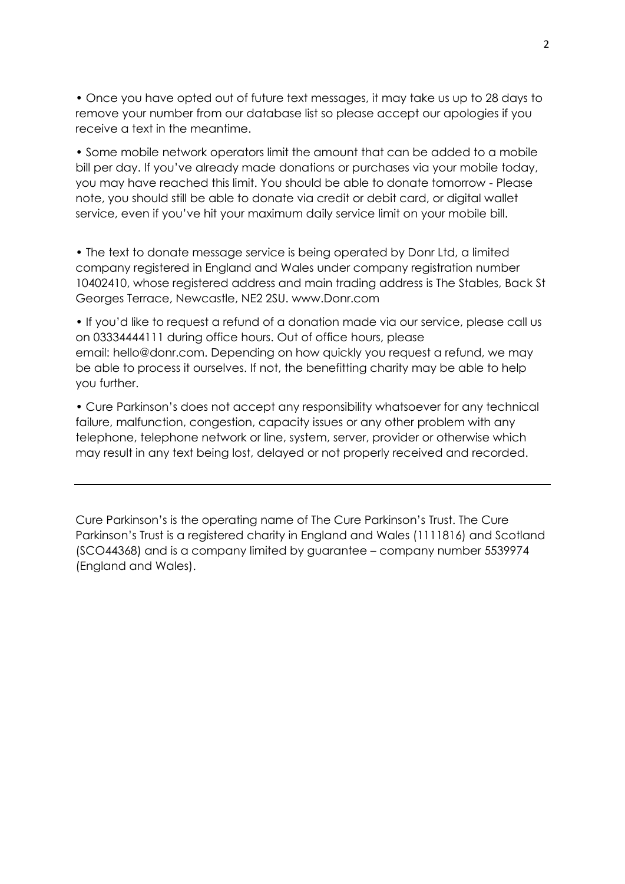- Once you have opted out of future text messages, it may take us up to 28 days to remove your number from our database list so please accept our apologies if you receive a text in the meantime.

- Some mobile network operators limit the amount that can be added to a mobile bill per day. If you've already made donations or purchases via your mobile today, you may have reached this limit. You should be able to donate tomorrow - Please note, you should still be able to donate via credit or debit card, or digital wallet service, even if you've hit your maximum daily service limit on your mobile bill.

- The text to donate message service is being operated by Donr Ltd, a limited company registered in England and Wales under company registration number 10402410, whose registered address and main trading address is The Stables, Back St Georges Terrace, Newcastle, NE2 2SU. www.Donr.com

- If you'd like to request a refund of a donation made via our service, please call us on 03334444111 during office hours. Out of office hours, please email: hello@donr.com. Depending on how quickly you request a refund, we may be able to process it ourselves. If not, the benefitting charity may be able to help you further.

- Cure Parkinson's does not accept any responsibility whatsoever for any technical failure, malfunction, congestion, capacity issues or any other problem with any telephone, telephone network or line, system, server, provider or otherwise which may result in any text being lost, delayed or not properly received and recorded.

---

Cure Parkinson's is the operating name of The Cure Parkinson's Trust. The Cure Parkinson's Trust is a registered charity in England and Wales (1111816) and Scotland (SCO44368) and is a company limited by guarantee – company number 5539974 (England and Wales).